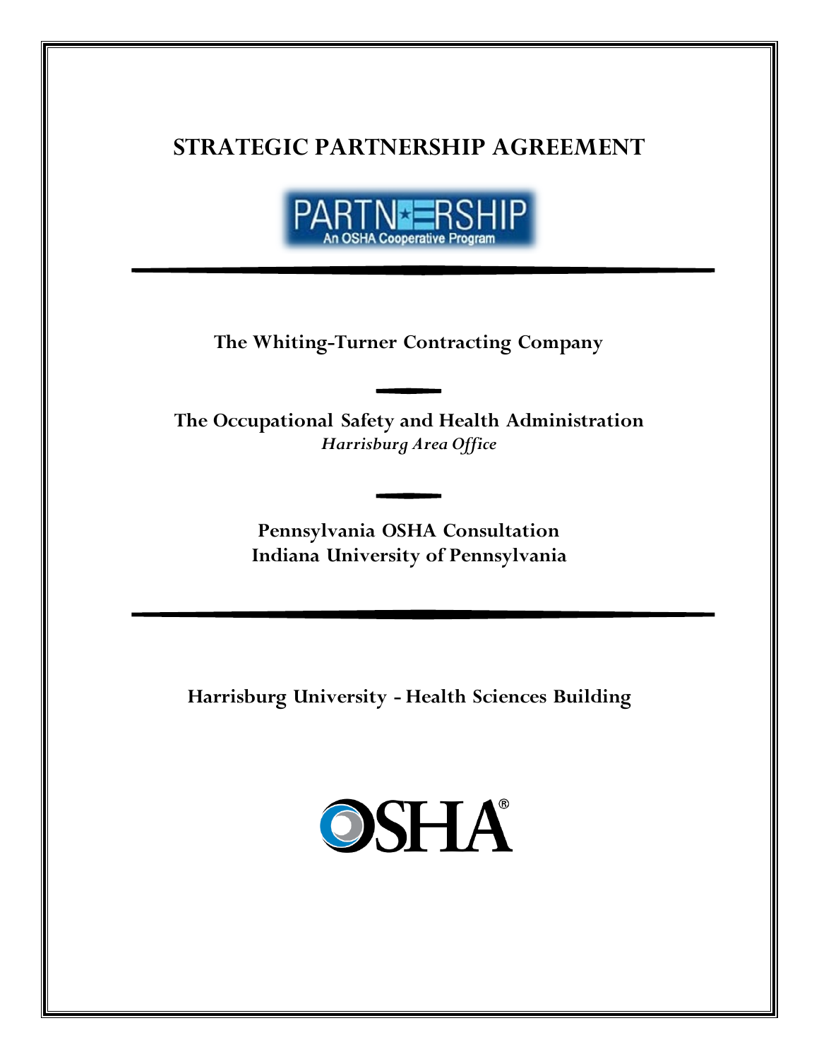# STRATEGIC PARTNERSHIP AGREEMENT

PARTNERSHIP
An OSHA Cooperative Program

---

**The Whiting-Turner Contracting Company**

**The Occupational Safety and Health Administration**
*Harrisburg Area Office*

**Pennsylvania OSHA Consultation**
**Indiana University of Pennsylvania**

---

**Harrisburg University - Health Sciences Building**

OSHA®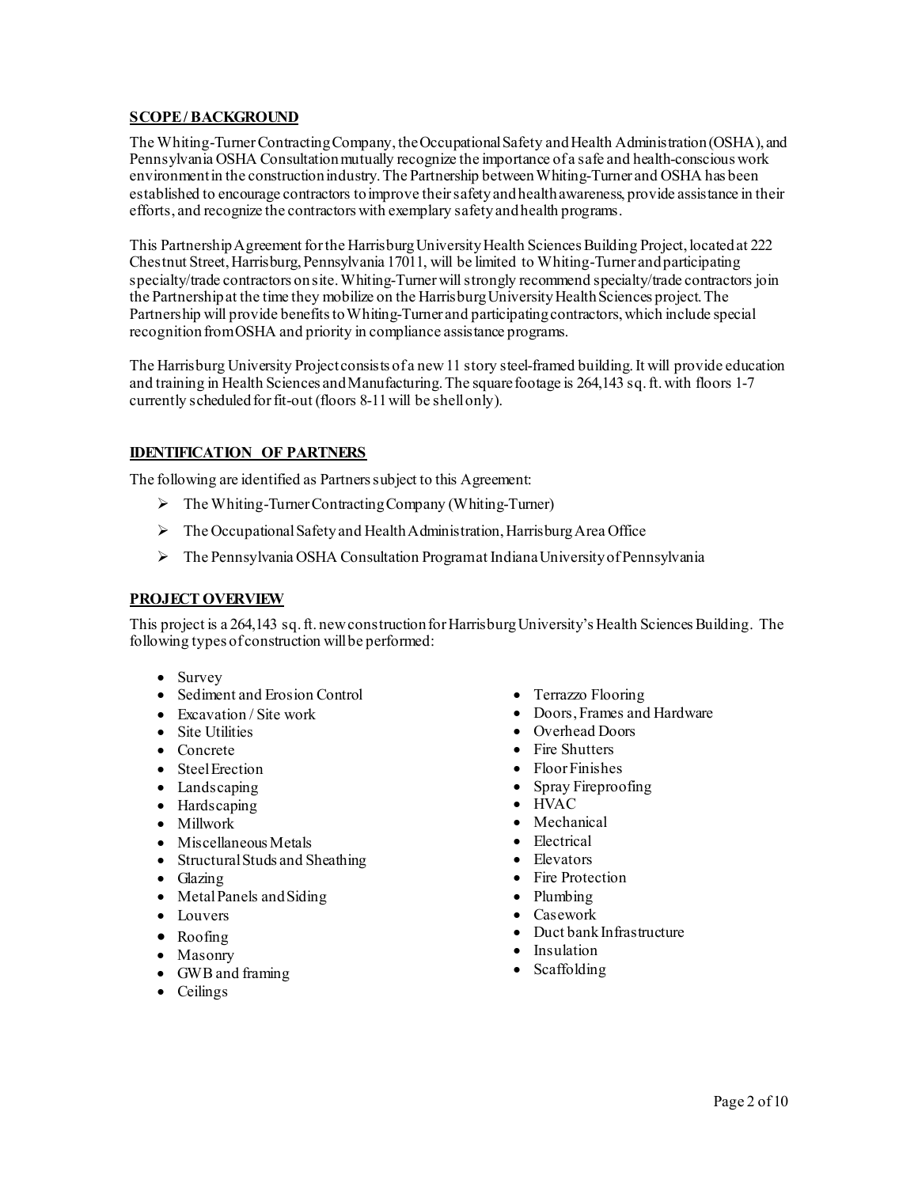## SCOPE / BACKGROUND

The Whiting-Turner Contracting Company, the Occupational Safety and Health Administration (OSHA), and Pennsylvania OSHA Consultation mutually recognize the importance of a safe and health-conscious work environment in the construction industry. The Partnership between Whiting-Turner and OSHA has been established to encourage contractors to improve their safety and health awareness, provide assistance in their efforts, and recognize the contractors with exemplary safety and health programs.

This Partnership Agreement for the Harrisburg University Health Sciences Building Project, located at 222 Chestnut Street, Harrisburg, Pennsylvania 17011, will be limited to Whiting-Turner and participating specialty/trade contractors on site. Whiting-Turner will strongly recommend specialty/trade contractors join the Partnership at the time they mobilize on the Harrisburg University Health Sciences project. The Partnership will provide benefits to Whiting-Turner and participating contractors, which include special recognition from OSHA and priority in compliance assistance programs.

The Harrisburg University Project consists of a new 11 story steel-framed building. It will provide education and training in Health Sciences and Manufacturing. The square footage is 264,143 sq. ft. with floors 1-7 currently scheduled for fit-out (floors 8-11 will be shell only).

## IDENTIFICATION OF PARTNERS

The following are identified as Partners subject to this Agreement:

- The Whiting-Turner Contracting Company (Whiting-Turner)
- The Occupational Safety and Health Administration, Harrisburg Area Office
- The Pennsylvania OSHA Consultation Program at Indiana University of Pennsylvania

## PROJECT OVERVIEW

This project is a 264,143 sq. ft. new construction for Harrisburg University's Health Sciences Building. The following types of construction will be performed:

- Survey
- Sediment and Erosion Control
- Excavation / Site work
- Site Utilities
- Concrete
- Steel Erection
- Landscaping
- Hardscaping
- Millwork
- Miscellaneous Metals
- Structural Studs and Sheathing
- Glazing
- Metal Panels and Siding
- Louvers
- Roofing
- Masonry
- GWB and framing
- Ceilings
- Terrazzo Flooring
- Doors, Frames and Hardware
- Overhead Doors
- Fire Shutters
- Floor Finishes
- Spray Fireproofing
- HVAC
- Mechanical
- Electrical
- Elevators
- Fire Protection
- Plumbing
- Casework
- Duct bank Infrastructure
- Insulation
- Scaffolding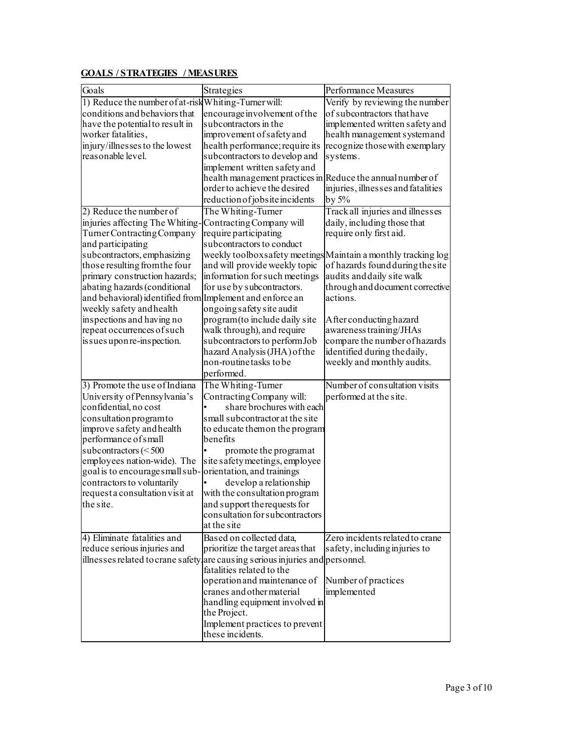**GOALS / STRATEGIES / MEASURES**

| Goals | Strategies | Performance Measures |
|---|---|---|
| 1) Reduce the number of at-risk conditions and behaviors that have the potential to result in worker fatalities, injury/illnesses to the lowest reasonable level. | Whiting-Turner will: encourage involvement of the subcontractors in the improvement of safety and health performance; require its subcontractors to develop and implement written safety and health management practices in order to achieve the desired reduction of jobsite incidents | Verify by reviewing the number of subcontractors that have implemented written safety and health management system and recognize those with exemplary systems.<br><br>Reduce the annual number of injuries, illnesses and fatalities by 5% |
| 2) Reduce the number of injuries affecting The Whiting-Turner Contracting Company and participating subcontractors, emphasizing those resulting from the four primary construction hazards; abating hazards (conditional and behavioral) identified from weekly safety and health inspections and having no repeat occurrences of such issues upon re-inspection. | The Whiting-Turner Contracting Company will require participating subcontractors to conduct weekly toolbox safety meetings and will provide weekly topic information for such meetings for use by subcontractors. Implement and enforce an ongoing safety site audit program (to include daily site walk through), and require subcontractors to perform Job hazard Analysis (JHA) of the non-routine tasks to be performed. | Track all injuries and illnesses daily, including those that require only first aid.<br><br>Maintain a monthly tracking log of hazards found during the site audits and daily site walk through and document corrective actions.<br><br>After conducting hazard awareness training/JHAs compare the number of hazards identified during the daily, weekly and monthly audits. |
| 3) Promote the use of Indiana University of Pennsylvania's confidential, no cost consultation program to improve safety and health performance of small subcontractors (< 500 employees nation-wide). The goal is to encourage small sub-contractors to voluntarily request a consultation visit at the site. | The Whiting-Turner Contracting Company will:<br>• share brochures with each small subcontractor at the site to educate them on the program benefits<br>• promote the program at site safety meetings, employee orientation, and trainings<br>• develop a relationship with the consultation program and support the requests for consultation for subcontractors at the site | Number of consultation visits performed at the site. |
| 4) Eliminate fatalities and reduce serious injuries and illnesses related to crane safety. | Based on collected data, prioritize the target areas that are causing serious injuries and fatalities related to the operation and maintenance of cranes and other material handling equipment involved in the Project.<br>Implement practices to prevent these incidents. | Zero incidents related to crane safety, including injuries to personnel.<br><br>Number of practices implemented |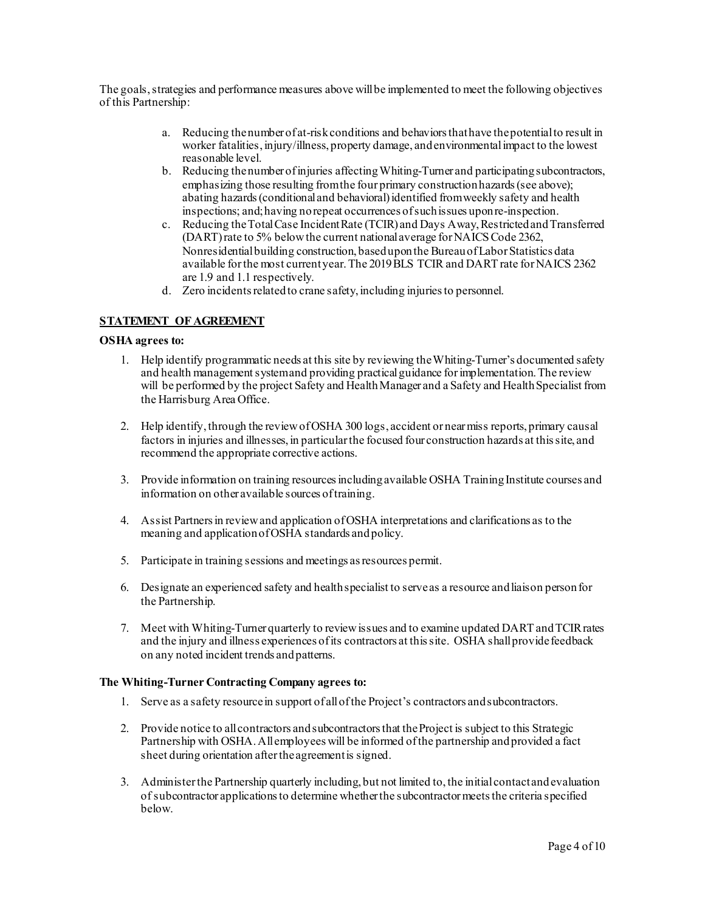The goals, strategies and performance measures above will be implemented to meet the following objectives of this Partnership:

a. Reducing the number of at-risk conditions and behaviors that have the potential to result in worker fatalities, injury/illness, property damage, and environmental impact to the lowest reasonable level.
b. Reducing the number of injuries affecting Whiting-Turner and participating subcontractors, emphasizing those resulting from the four primary construction hazards (see above); abating hazards (conditional and behavioral) identified from weekly safety and health inspections; and; having no repeat occurrences of such issues upon re-inspection.
c. Reducing the Total Case Incident Rate (TCIR) and Days Away, Restricted and Transferred (DART) rate to 5% below the current national average for NAICS Code 2362, Nonresidential building construction, based upon the Bureau of Labor Statistics data available for the most current year. The 2019 BLS TCIR and DART rate for NAICS 2362 are 1.9 and 1.1 respectively.
d. Zero incidents related to crane safety, including injuries to personnel.

## STATEMENT OF AGREEMENT

**OSHA agrees to:**

1. Help identify programmatic needs at this site by reviewing the Whiting-Turner's documented safety and health management system and providing practical guidance for implementation. The review will be performed by the project Safety and Health Manager and a Safety and Health Specialist from the Harrisburg Area Office.

2. Help identify, through the review of OSHA 300 logs, accident or near miss reports, primary causal factors in injuries and illnesses, in particular the focused four construction hazards at this site, and recommend the appropriate corrective actions.

3. Provide information on training resources including available OSHA Training Institute courses and information on other available sources of training.

4. Assist Partners in review and application of OSHA interpretations and clarifications as to the meaning and application of OSHA standards and policy.

5. Participate in training sessions and meetings as resources permit.

6. Designate an experienced safety and health specialist to serve as a resource and liaison person for the Partnership.

7. Meet with Whiting-Turner quarterly to review issues and to examine updated DART and TCIR rates and the injury and illness experiences of its contractors at this site. OSHA shall provide feedback on any noted incident trends and patterns.

**The Whiting-Turner Contracting Company agrees to:**

1. Serve as a safety resource in support of all of the Project's contractors and subcontractors.
2. Provide notice to all contractors and subcontractors that the Project is subject to this Strategic Partnership with OSHA. All employees will be informed of the partnership and provided a fact sheet during orientation after the agreement is signed.
3. Administer the Partnership quarterly including, but not limited to, the initial contact and evaluation of subcontractor applications to determine whether the subcontractor meets the criteria specified below.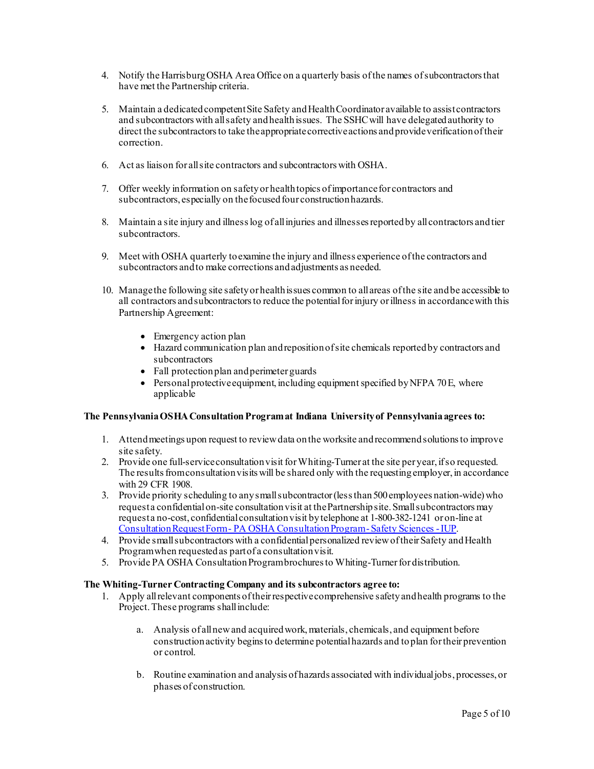4. Notify the Harrisburg OSHA Area Office on a quarterly basis of the names of subcontractors that have met the Partnership criteria.

5. Maintain a dedicated competent Site Safety and Health Coordinator available to assist contractors and subcontractors with all safety and health issues. The SSHC will have delegated authority to direct the subcontractors to take the appropriate corrective actions and provide verification of their correction.

6. Act as liaison for all site contractors and subcontractors with OSHA.

7. Offer weekly information on safety or health topics of importance for contractors and subcontractors, especially on the focused four construction hazards.

8. Maintain a site injury and illness log of all injuries and illnesses reported by all contractors and tier subcontractors.

9. Meet with OSHA quarterly to examine the injury and illness experience of the contractors and subcontractors and to make corrections and adjustments as needed.

10. Manage the following site safety or health issues common to all areas of the site and be accessible to all contractors and subcontractors to reduce the potential for injury or illness in accordance with this Partnership Agreement:

    - Emergency action plan
    - Hazard communication plan and reposition of site chemicals reported by contractors and subcontractors
    - Fall protection plan and perimeter guards
    - Personal protective equipment, including equipment specified by NFPA 70E, where applicable

**The Pennsylvania OSHA Consultation Program at Indiana University of Pennsylvania agrees to:**

1. Attend meetings upon request to review data on the worksite and recommend solutions to improve site safety.
2. Provide one full-service consultation visit for Whiting-Turner at the site per year, if so requested. The results from consultation visits will be shared only with the requesting employer, in accordance with 29 CFR 1908.
3. Provide priority scheduling to any small subcontractor (less than 500 employees nation-wide) who request a confidential on-site consultation visit at the Partnership site. Small subcontractors may request a no-cost, confidential consultation visit by telephone at 1-800-382-1241 or on-line at Consultation Request Form - PA OSHA Consultation Program - Safety Sciences - IUP.
4. Provide small subcontractors with a confidential personalized review of their Safety and Health Program when requested as part of a consultation visit.
5. Provide PA OSHA Consultation Program brochures to Whiting-Turner for distribution.

**The Whiting-Turner Contracting Company and its subcontractors agree to:**

1. Apply all relevant components of their respective comprehensive safety and health programs to the Project. These programs shall include:

    a. Analysis of all new and acquired work, materials, chemicals, and equipment before construction activity begins to determine potential hazards and to plan for their prevention or control.

    b. Routine examination and analysis of hazards associated with individual jobs, processes, or phases of construction.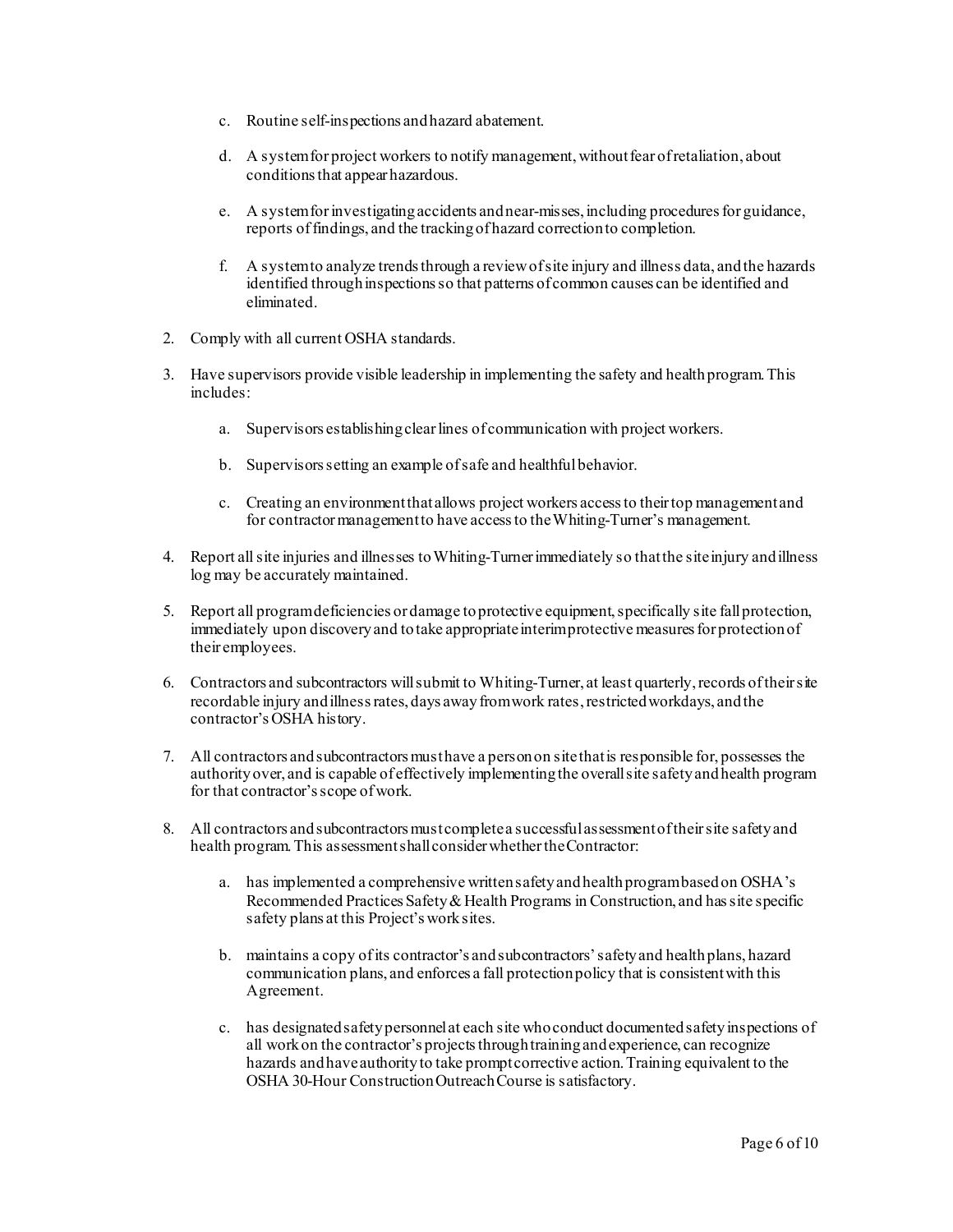c. Routine self-inspections and hazard abatement.

   d. A system for project workers to notify management, without fear of retaliation, about conditions that appear hazardous.

   e. A system for investigating accidents and near-misses, including procedures for guidance, reports of findings, and the tracking of hazard correction to completion.

   f. A system to analyze trends through a review of site injury and illness data, and the hazards identified through inspections so that patterns of common causes can be identified and eliminated.

2. Comply with all current OSHA standards.

3. Have supervisors provide visible leadership in implementing the safety and health program. This includes:

   a. Supervisors establishing clear lines of communication with project workers.

   b. Supervisors setting an example of safe and healthful behavior.

   c. Creating an environment that allows project workers access to their top management and for contractor management to have access to the Whiting-Turner's management.

4. Report all site injuries and illnesses to Whiting-Turner immediately so that the site injury and illness log may be accurately maintained.

5. Report all program deficiencies or damage to protective equipment, specifically site fall protection, immediately upon discovery and to take appropriate interim protective measures for protection of their employees.

6. Contractors and subcontractors will submit to Whiting-Turner, at least quarterly, records of their site recordable injury and illness rates, days away from work rates, restricted workdays, and the contractor's OSHA history.

7. All contractors and subcontractors must have a person on site that is responsible for, possesses the authority over, and is capable of effectively implementing the overall site safety and health program for that contractor's scope of work.

8. All contractors and subcontractors must complete a successful assessment of their site safety and health program. This assessment shall consider whether the Contractor:

   a. has implemented a comprehensive written safety and health program based on OSHA's Recommended Practices Safety & Health Programs in Construction, and has site specific safety plans at this Project's work sites.

   b. maintains a copy of its contractor's and subcontractors' safety and health plans, hazard communication plans, and enforces a fall protection policy that is consistent with this Agreement.

   c. has designated safety personnel at each site who conduct documented safety inspections of all work on the contractor's projects through training and experience, can recognize hazards and have authority to take prompt corrective action. Training equivalent to the OSHA 30-Hour Construction Outreach Course is satisfactory.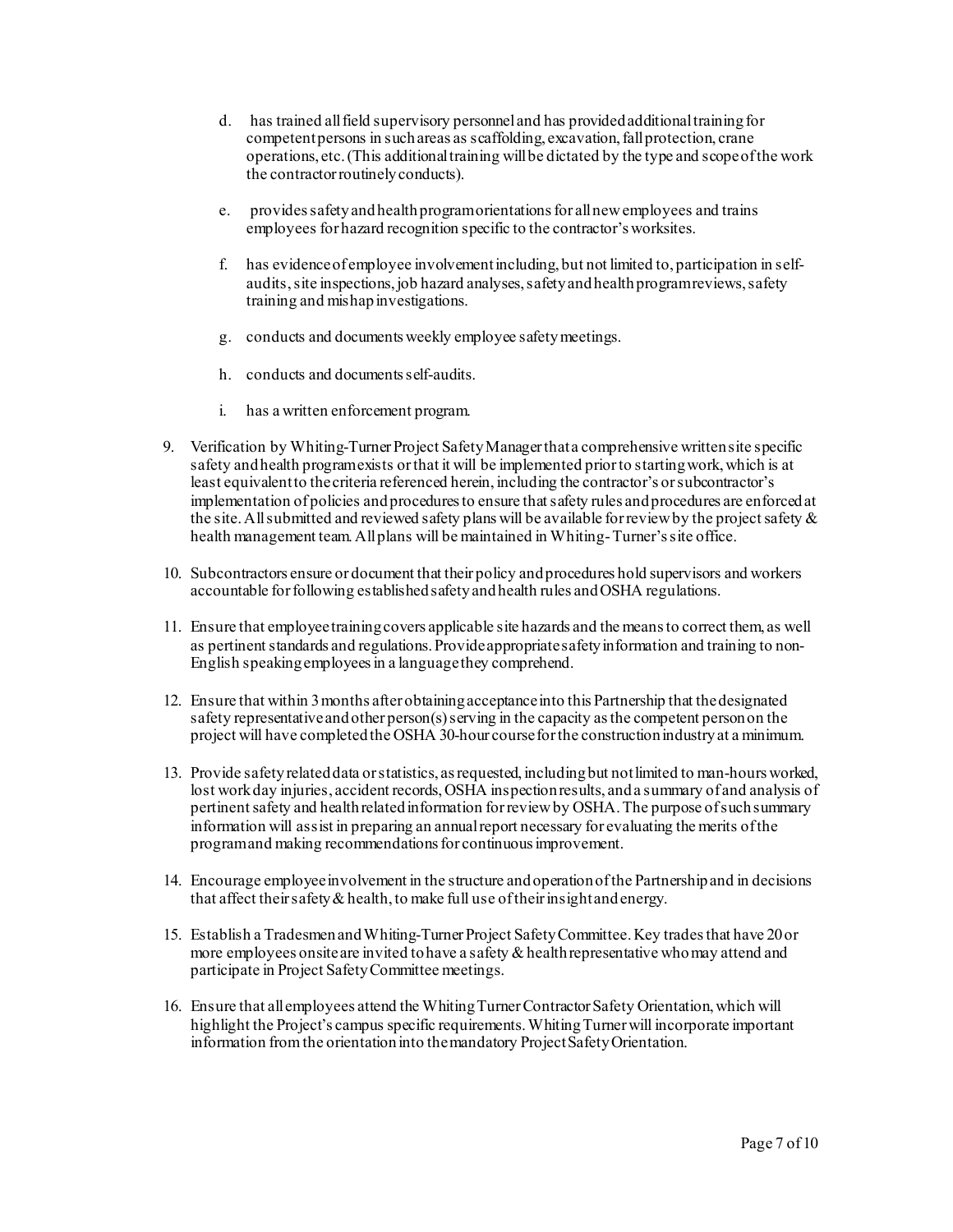d. has trained all field supervisory personnel and has provided additional training for competent persons in such areas as scaffolding, excavation, fall protection, crane operations, etc. (This additional training will be dictated by the type and scope of the work the contractor routinely conducts).

   e. provides safety and health program orientations for all new employees and trains employees for hazard recognition specific to the contractor's worksites.

   f. has evidence of employee involvement including, but not limited to, participation in self-audits, site inspections, job hazard analyses, safety and health program reviews, safety training and mishap investigations.

   g. conducts and documents weekly employee safety meetings.

   h. conducts and documents self-audits.

   i. has a written enforcement program.

9. Verification by Whiting-Turner Project Safety Manager that a comprehensive written site specific safety and health program exists or that it will be implemented prior to starting work, which is at least equivalent to the criteria referenced herein, including the contractor's or subcontractor's implementation of policies and procedures to ensure that safety rules and procedures are enforced at the site. All submitted and reviewed safety plans will be available for review by the project safety & health management team. All plans will be maintained in Whiting-Turner's site office.

10. Subcontractors ensure or document that their policy and procedures hold supervisors and workers accountable for following established safety and health rules and OSHA regulations.

11. Ensure that employee training covers applicable site hazards and the means to correct them, as well as pertinent standards and regulations. Provide appropriate safety information and training to non-English speaking employees in a language they comprehend.

12. Ensure that within 3 months after obtaining acceptance into this Partnership that the designated safety representative and other person(s) serving in the capacity as the competent person on the project will have completed the OSHA 30-hour course for the construction industry at a minimum.

13. Provide safety related data or statistics, as requested, including but not limited to man-hours worked, lost work day injuries, accident records, OSHA inspection results, and a summary of and analysis of pertinent safety and health related information for review by OSHA. The purpose of such summary information will assist in preparing an annual report necessary for evaluating the merits of the program and making recommendations for continuous improvement.

14. Encourage employee involvement in the structure and operation of the Partnership and in decisions that affect their safety & health, to make full use of their insight and energy.

15. Establish a Tradesmen and Whiting-Turner Project Safety Committee. Key trades that have 20 or more employees onsite are invited to have a safety & health representative who may attend and participate in Project Safety Committee meetings.

16. Ensure that all employees attend the Whiting Turner Contractor Safety Orientation, which will highlight the Project's campus specific requirements. Whiting Turner will incorporate important information from the orientation into the mandatory Project Safety Orientation.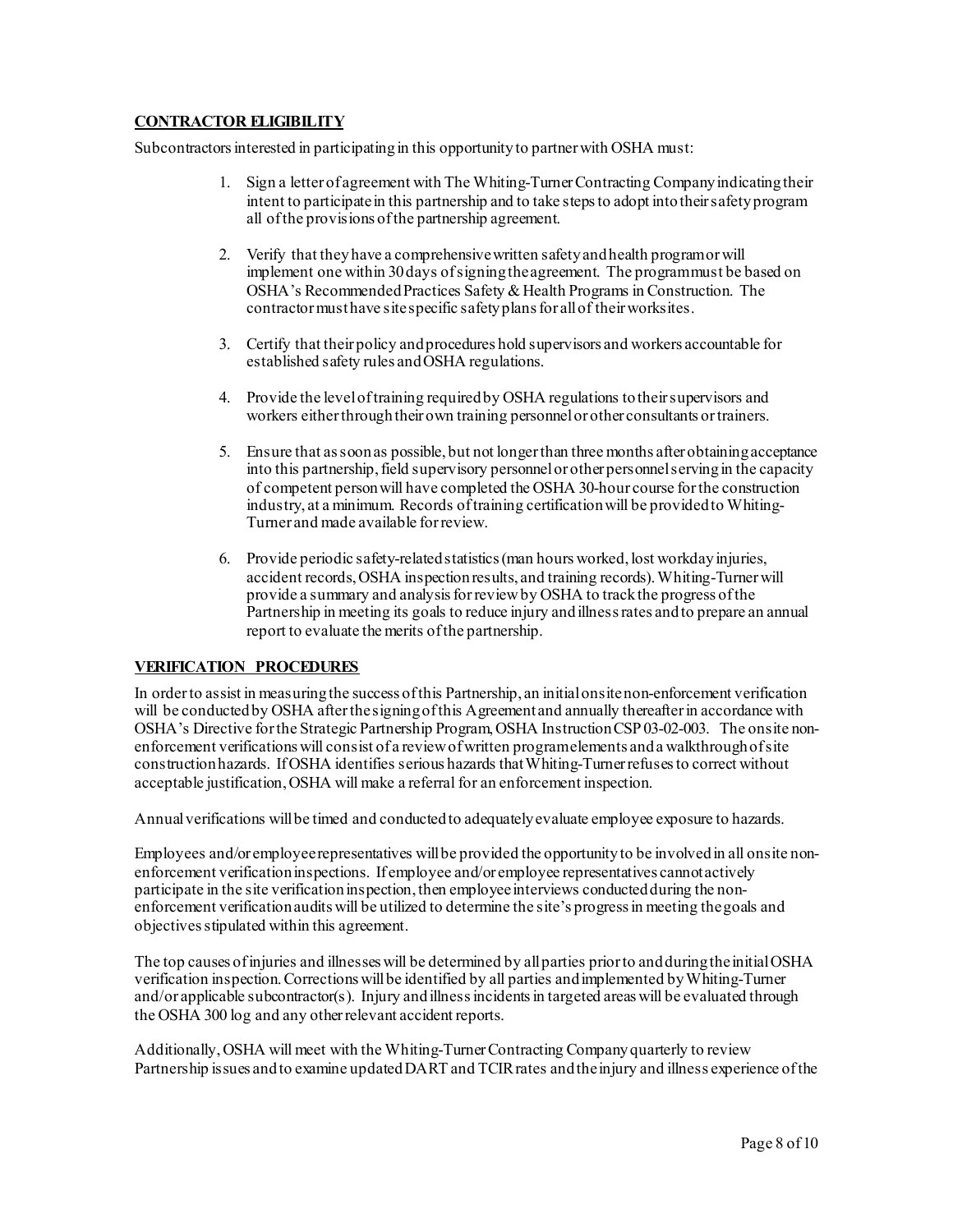**CONTRACTOR ELIGIBILITY**

Subcontractors interested in participating in this opportunity to partner with OSHA must:

1. Sign a letter of agreement with The Whiting-Turner Contracting Company indicating their intent to participate in this partnership and to take steps to adopt into their safety program all of the provisions of the partnership agreement.

2. Verify that they have a comprehensive written safety and health program or will implement one within 30 days of signing the agreement. The program must be based on OSHA's Recommended Practices Safety & Health Programs in Construction. The contractor must have site specific safety plans for all of their worksites.

3. Certify that their policy and procedures hold supervisors and workers accountable for established safety rules and OSHA regulations.

4. Provide the level of training required by OSHA regulations to their supervisors and workers either through their own training personnel or other consultants or trainers.

5. Ensure that as soon as possible, but not longer than three months after obtaining acceptance into this partnership, field supervisory personnel or other personnel serving in the capacity of competent person will have completed the OSHA 30-hour course for the construction industry, at a minimum. Records of training certification will be provided to Whiting-Turner and made available for review.

6. Provide periodic safety-related statistics (man hours worked, lost workday injuries, accident records, OSHA inspection results, and training records). Whiting-Turner will provide a summary and analysis for review by OSHA to track the progress of the Partnership in meeting its goals to reduce injury and illness rates and to prepare an annual report to evaluate the merits of the partnership.

**VERIFICATION PROCEDURES**

In order to assist in measuring the success of this Partnership, an initial onsite non-enforcement verification will be conducted by OSHA after the signing of this Agreement and annually thereafter in accordance with OSHA's Directive for the Strategic Partnership Program, OSHA Instruction CSP 03-02-003. The onsite non-enforcement verifications will consist of a review of written program elements and a walkthrough of site construction hazards. If OSHA identifies serious hazards that Whiting-Turner refuses to correct without acceptable justification, OSHA will make a referral for an enforcement inspection.

Annual verifications will be timed and conducted to adequately evaluate employee exposure to hazards.

Employees and/or employee representatives will be provided the opportunity to be involved in all onsite non-enforcement verification inspections. If employee and/or employee representatives cannot actively participate in the site verification inspection, then employee interviews conducted during the non-enforcement verification audits will be utilized to determine the site's progress in meeting the goals and objectives stipulated within this agreement.

The top causes of injuries and illnesses will be determined by all parties prior to and during the initial OSHA verification inspection. Corrections will be identified by all parties and implemented by Whiting-Turner and/or applicable subcontractor(s). Injury and illness incidents in targeted areas will be evaluated through the OSHA 300 log and any other relevant accident reports.

Additionally, OSHA will meet with the Whiting-Turner Contracting Company quarterly to review Partnership issues and to examine updated DART and TCIR rates and the injury and illness experience of the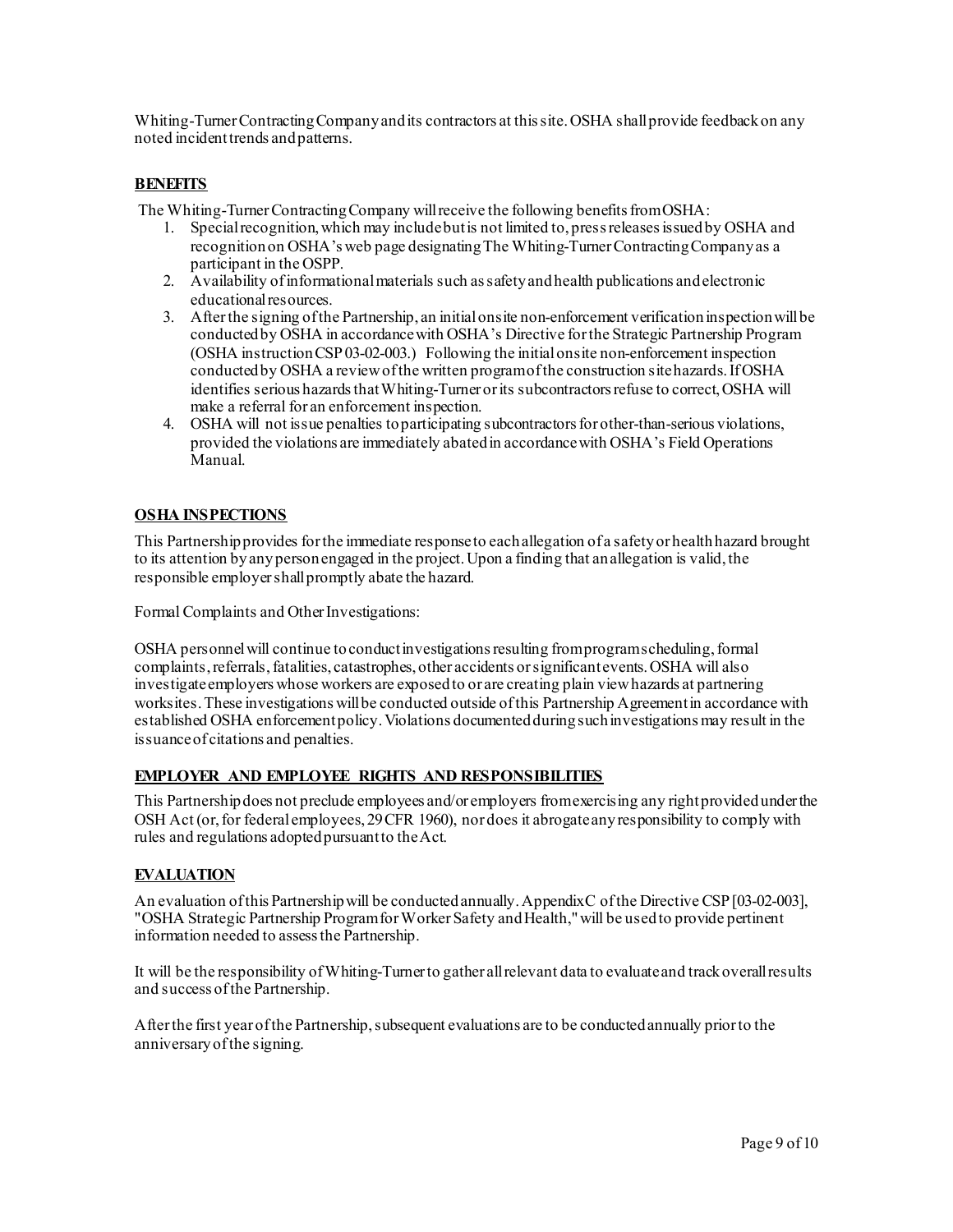Whiting-Turner Contracting Company and its contractors at this site. OSHA shall provide feedback on any noted incident trends and patterns.

## BENEFITS

The Whiting-Turner Contracting Company will receive the following benefits from OSHA:

1. Special recognition, which may include but is not limited to, press releases issued by OSHA and recognition on OSHA's web page designating The Whiting-Turner Contracting Company as a participant in the OSPP.
2. Availability of informational materials such as safety and health publications and electronic educational resources.
3. After the signing of the Partnership, an initial onsite non-enforcement verification inspection will be conducted by OSHA in accordance with OSHA's Directive for the Strategic Partnership Program (OSHA instruction CSP 03-02-003.) Following the initial onsite non-enforcement inspection conducted by OSHA a review of the written program of the construction site hazards. If OSHA identifies serious hazards that Whiting-Turner or its subcontractors refuse to correct, OSHA will make a referral for an enforcement inspection.
4. OSHA will not issue penalties to participating subcontractors for other-than-serious violations, provided the violations are immediately abated in accordance with OSHA's Field Operations Manual.

## OSHA INSPECTIONS

This Partnership provides for the immediate response to each allegation of a safety or health hazard brought to its attention by any person engaged in the project. Upon a finding that an allegation is valid, the responsible employer shall promptly abate the hazard.

Formal Complaints and Other Investigations:

OSHA personnel will continue to conduct investigations resulting from program scheduling, formal complaints, referrals, fatalities, catastrophes, other accidents or significant events. OSHA will also investigate employers whose workers are exposed to or are creating plain view hazards at partnering worksites. These investigations will be conducted outside of this Partnership Agreement in accordance with established OSHA enforcement policy. Violations documented during such investigations may result in the issuance of citations and penalties.

## EMPLOYER AND EMPLOYEE RIGHTS AND RESPONSIBILITIES

This Partnership does not preclude employees and/or employers from exercising any right provided under the OSH Act (or, for federal employees, 29 CFR 1960), nor does it abrogate any responsibility to comply with rules and regulations adopted pursuant to the Act.

## EVALUATION

An evaluation of this Partnership will be conducted annually. Appendix C of the Directive CSP [03-02-003], "OSHA Strategic Partnership Program for Worker Safety and Health," will be used to provide pertinent information needed to assess the Partnership.

It will be the responsibility of Whiting-Turner to gather all relevant data to evaluate and track overall results and success of the Partnership.

After the first year of the Partnership, subsequent evaluations are to be conducted annually prior to the anniversary of the signing.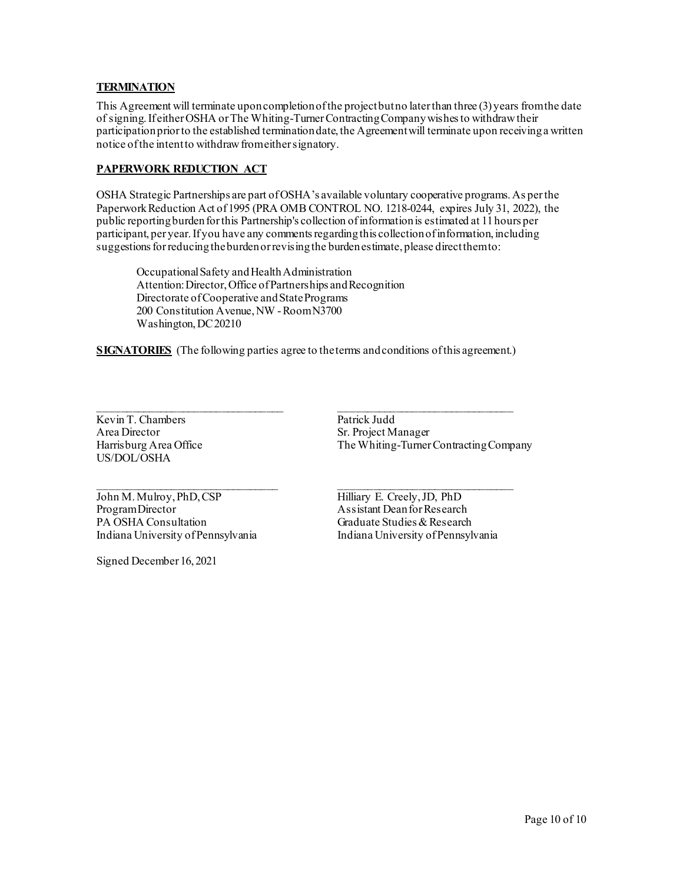**TERMINATION**

This Agreement will terminate upon completion of the project but no later than three (3) years from the date of signing. If either OSHA or The Whiting-Turner Contracting Company wishes to withdraw their participation prior to the established termination date, the Agreement will terminate upon receiving a written notice of the intent to withdraw from either signatory.

**PAPERWORK REDUCTION ACT**

OSHA Strategic Partnerships are part of OSHA's available voluntary cooperative programs. As per the Paperwork Reduction Act of 1995 (PRA OMB CONTROL NO. 1218-0244, expires July 31, 2022), the public reporting burden for this Partnership's collection of information is estimated at 11 hours per participant, per year. If you have any comments regarding this collection of information, including suggestions for reducing the burden or revising the burden estimate, please direct them to:

> Occupational Safety and Health Administration
> Attention: Director, Office of Partnerships and Recognition
> Directorate of Cooperative and State Programs
> 200 Constitution Avenue, NW - Room N3700
> Washington, DC 20210

**SIGNATORIES** (The following parties agree to the terms and conditions of this agreement.)

\_\_\_\_\_\_\_\_\_\_\_\_\_\_\_\_\_\_\_\_\_\_\_\_\_\_\_\_\_\_\_\_
Kevin T. Chambers
Area Director
Harrisburg Area Office
US/DOL/OSHA

\_\_\_\_\_\_\_\_\_\_\_\_\_\_\_\_\_\_\_\_\_\_\_\_\_\_\_\_\_\_\_\_
Patrick Judd
Sr. Project Manager
The Whiting-Turner Contracting Company

\_\_\_\_\_\_\_\_\_\_\_\_\_\_\_\_\_\_\_\_\_\_\_\_\_\_\_\_\_\_\_\_
John M. Mulroy, PhD, CSP
Program Director
PA OSHA Consultation
Indiana University of Pennsylvania

\_\_\_\_\_\_\_\_\_\_\_\_\_\_\_\_\_\_\_\_\_\_\_\_\_\_\_\_\_\_\_\_
Hilliary E. Creely, JD, PhD
Assistant Dean for Research
Graduate Studies & Research
Indiana University of Pennsylvania

Signed December 16, 2021